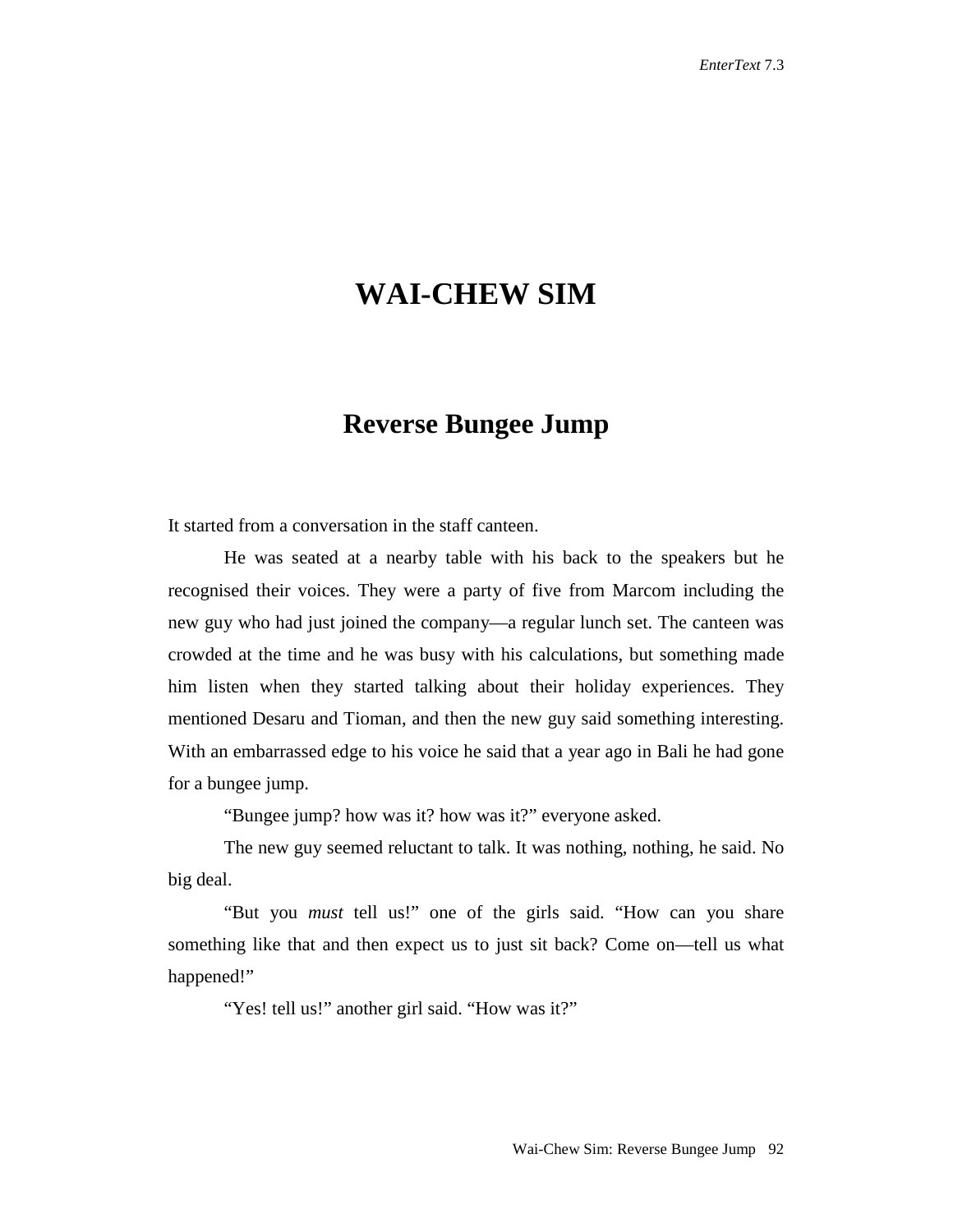# WAI-CHEW SIM

## Reverse Bungee Jump

It started from a conversation in the staff canteen.

He was seated at a nearby table with his back to the speakers but he recognised their voices. They were a party of five from Marcom including the new guy who had just joined the company—a regular lunch set. The canteen was crowded at the time and he was busy with his calculations, but something made him listen when they started talking about their holiday experiences. They mentioned Desaru and Tioman, and then the new guy said something interesting. With an embarrassed edge to his voice he said that a year ago in Bali he had gone for a bungee jump.

"Bungee jump? how was it? how was it?" everyone asked.

The new guy seemed reluctant to talk. It was nothing, nothing, he said. No big deal.

"But you *must* tell us!" one of the girls said. "How can you share something like that and then expect us to just sit back? Come on—tell us what happened!"

"Yes! tell us!" another girl said. "How was it?"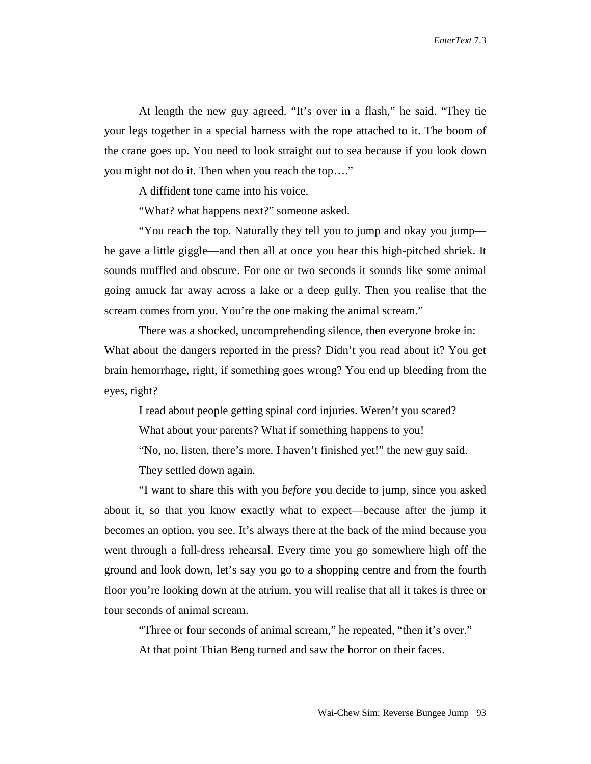At length the new guy agreed. "It's over in a flash," he said. "They tie your legs together in a special harness with the rope attached to it. The boom of the crane goes up. You need to look straight out to sea because if you look down you might not do it. Then when you reach the top…."

A diffident tone came into his voice.

"What? what happens next?" someone asked.

"You reach the top. Naturally they tell you to jump and okay you jump—he gave a little giggle—and then all at once you hear this high-pitched shriek. It sounds muffled and obscure. For one or two seconds it sounds like some animal going amuck far away across a lake or a deep gully. Then you realise that the scream comes from you. You're the one making the animal scream."

There was a shocked, uncomprehending silence, then everyone broke in: What about the dangers reported in the press? Didn't you read about it? You get brain hemorrhage, right, if something goes wrong? You end up bleeding from the eyes, right?

I read about people getting spinal cord injuries. Weren't you scared?

What about your parents? What if something happens to you!

"No, no, listen, there's more. I haven't finished yet!" the new guy said.

They settled down again.

"I want to share this with you *before* you decide to jump, since you asked about it, so that you know exactly what to expect—because after the jump it becomes an option, you see. It's always there at the back of the mind because you went through a full-dress rehearsal. Every time you go somewhere high off the ground and look down, let's say you go to a shopping centre and from the fourth floor you're looking down at the atrium, you will realise that all it takes is three or four seconds of animal scream.

"Three or four seconds of animal scream," he repeated, "then it's over."

At that point Thian Beng turned and saw the horror on their faces.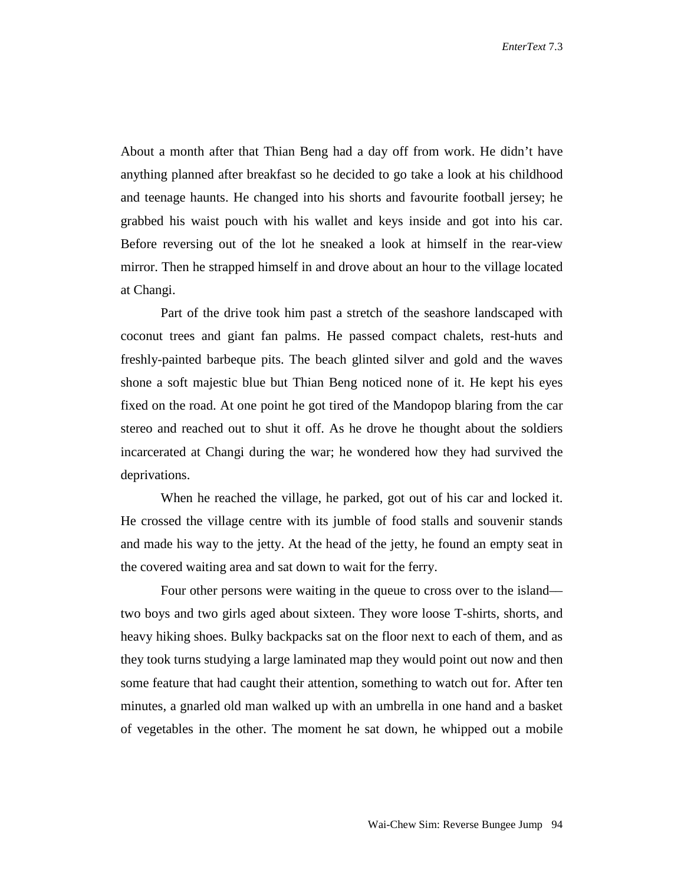About a month after that Thian Beng had a day off from work. He didn't have anything planned after breakfast so he decided to go take a look at his childhood and teenage haunts. He changed into his shorts and favourite football jersey; he grabbed his waist pouch with his wallet and keys inside and got into his car. Before reversing out of the lot he sneaked a look at himself in the rear-view mirror. Then he strapped himself in and drove about an hour to the village located at Changi.

Part of the drive took him past a stretch of the seashore landscaped with coconut trees and giant fan palms. He passed compact chalets, rest-huts and freshly-painted barbeque pits. The beach glinted silver and gold and the waves shone a soft majestic blue but Thian Beng noticed none of it. He kept his eyes fixed on the road. At one point he got tired of the Mandopop blaring from the car stereo and reached out to shut it off. As he drove he thought about the soldiers incarcerated at Changi during the war; he wondered how they had survived the deprivations.

When he reached the village, he parked, got out of his car and locked it. He crossed the village centre with its jumble of food stalls and souvenir stands and made his way to the jetty. At the head of the jetty, he found an empty seat in the covered waiting area and sat down to wait for the ferry.

Four other persons were waiting in the queue to cross over to the island—two boys and two girls aged about sixteen. They wore loose T-shirts, shorts, and heavy hiking shoes. Bulky backpacks sat on the floor next to each of them, and as they took turns studying a large laminated map they would point out now and then some feature that had caught their attention, something to watch out for. After ten minutes, a gnarled old man walked up with an umbrella in one hand and a basket of vegetables in the other. The moment he sat down, he whipped out a mobile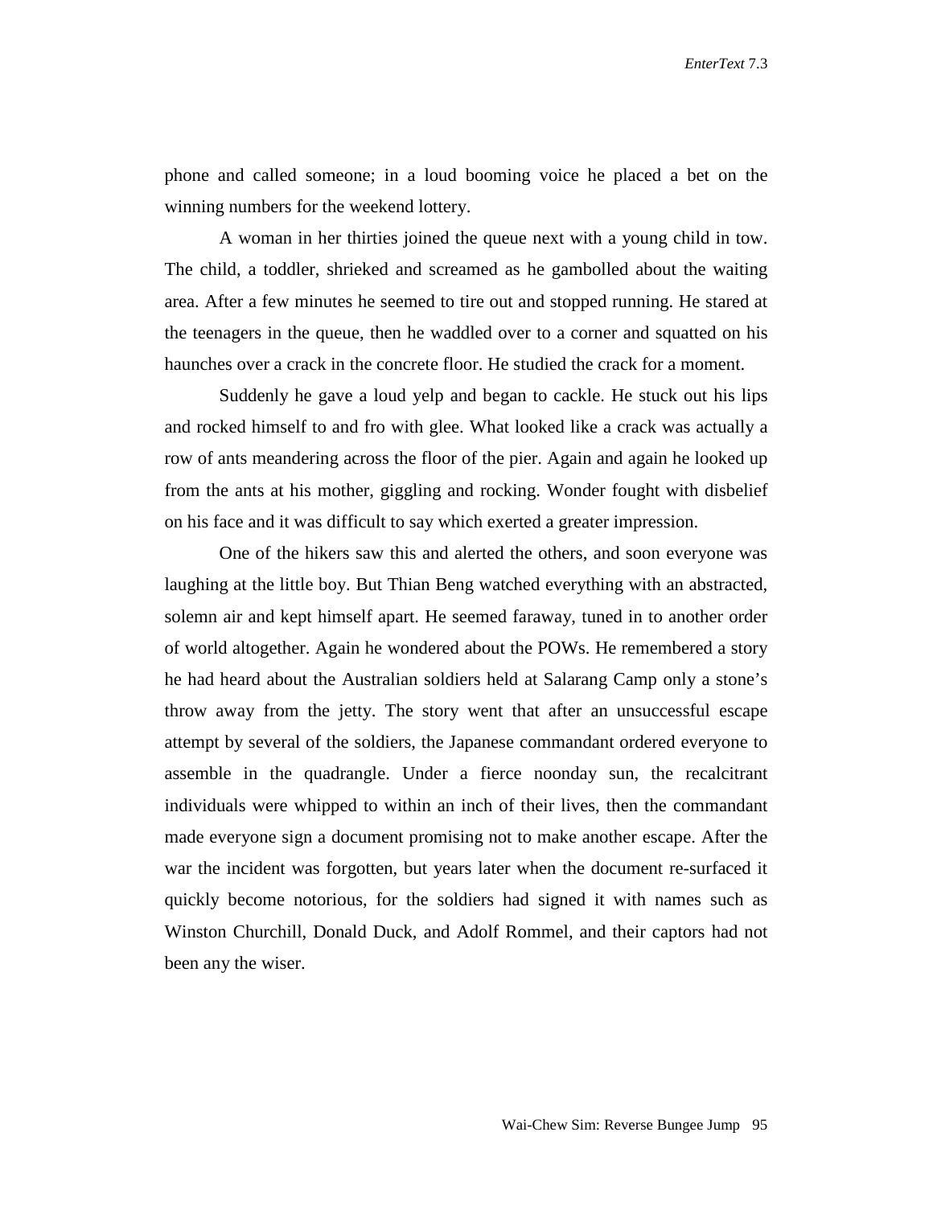phone and called someone; in a loud booming voice he placed a bet on the winning numbers for the weekend lottery.

A woman in her thirties joined the queue next with a young child in tow. The child, a toddler, shrieked and screamed as he gambolled about the waiting area. After a few minutes he seemed to tire out and stopped running. He stared at the teenagers in the queue, then he waddled over to a corner and squatted on his haunches over a crack in the concrete floor. He studied the crack for a moment.

Suddenly he gave a loud yelp and began to cackle. He stuck out his lips and rocked himself to and fro with glee. What looked like a crack was actually a row of ants meandering across the floor of the pier. Again and again he looked up from the ants at his mother, giggling and rocking. Wonder fought with disbelief on his face and it was difficult to say which exerted a greater impression.

One of the hikers saw this and alerted the others, and soon everyone was laughing at the little boy. But Thian Beng watched everything with an abstracted, solemn air and kept himself apart. He seemed faraway, tuned in to another order of world altogether. Again he wondered about the POWs. He remembered a story he had heard about the Australian soldiers held at Salarang Camp only a stone's throw away from the jetty. The story went that after an unsuccessful escape attempt by several of the soldiers, the Japanese commandant ordered everyone to assemble in the quadrangle. Under a fierce noonday sun, the recalcitrant individuals were whipped to within an inch of their lives, then the commandant made everyone sign a document promising not to make another escape. After the war the incident was forgotten, but years later when the document re-surfaced it quickly become notorious, for the soldiers had signed it with names such as Winston Churchill, Donald Duck, and Adolf Rommel, and their captors had not been any the wiser.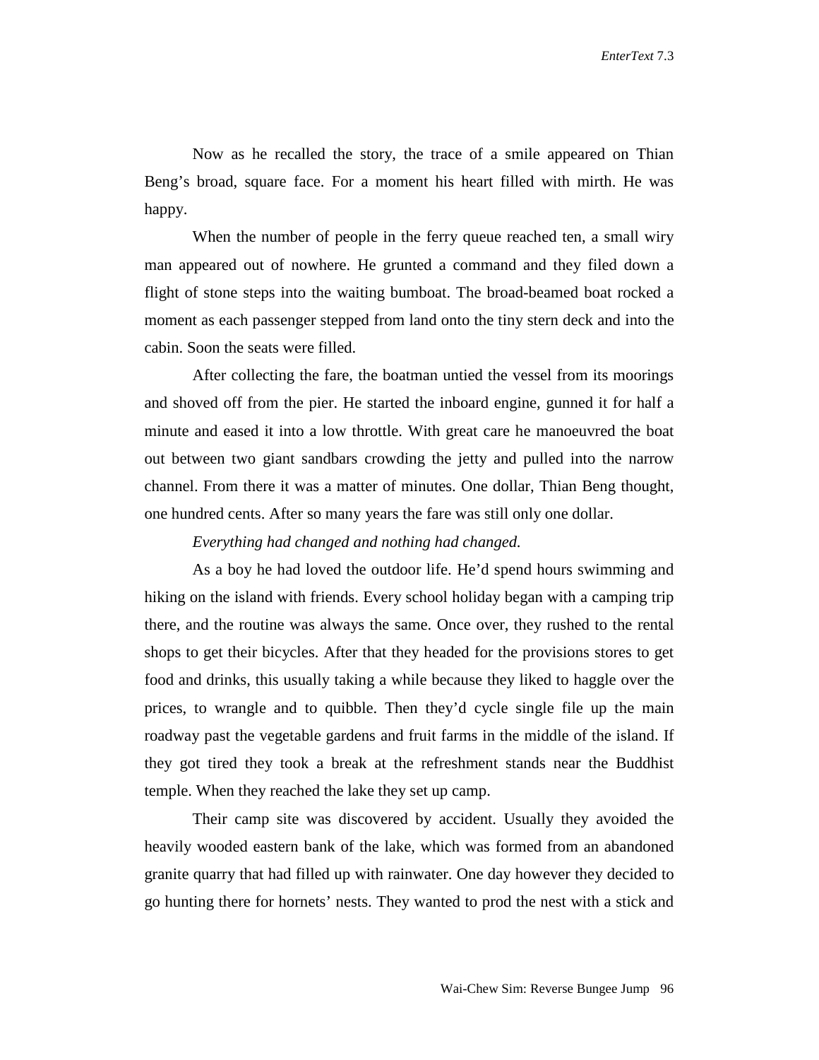Now as he recalled the story, the trace of a smile appeared on Thian Beng's broad, square face. For a moment his heart filled with mirth. He was happy.

When the number of people in the ferry queue reached ten, a small wiry man appeared out of nowhere. He grunted a command and they filed down a flight of stone steps into the waiting bumboat. The broad-beamed boat rocked a moment as each passenger stepped from land onto the tiny stern deck and into the cabin. Soon the seats were filled.

After collecting the fare, the boatman untied the vessel from its moorings and shoved off from the pier. He started the inboard engine, gunned it for half a minute and eased it into a low throttle. With great care he manoeuvred the boat out between two giant sandbars crowding the jetty and pulled into the narrow channel. From there it was a matter of minutes. One dollar, Thian Beng thought, one hundred cents. After so many years the fare was still only one dollar.

*Everything had changed and nothing had changed.*

As a boy he had loved the outdoor life. He'd spend hours swimming and hiking on the island with friends. Every school holiday began with a camping trip there, and the routine was always the same. Once over, they rushed to the rental shops to get their bicycles. After that they headed for the provisions stores to get food and drinks, this usually taking a while because they liked to haggle over the prices, to wrangle and to quibble. Then they'd cycle single file up the main roadway past the vegetable gardens and fruit farms in the middle of the island. If they got tired they took a break at the refreshment stands near the Buddhist temple. When they reached the lake they set up camp.

Their camp site was discovered by accident. Usually they avoided the heavily wooded eastern bank of the lake, which was formed from an abandoned granite quarry that had filled up with rainwater. One day however they decided to go hunting there for hornets' nests. They wanted to prod the nest with a stick and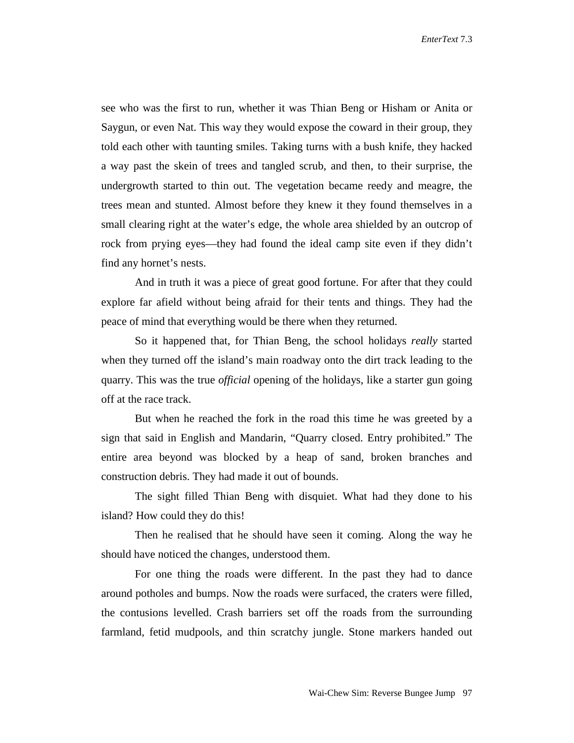see who was the first to run, whether it was Thian Beng or Hisham or Anita or Saygun, or even Nat. This way they would expose the coward in their group, they told each other with taunting smiles. Taking turns with a bush knife, they hacked a way past the skein of trees and tangled scrub, and then, to their surprise, the undergrowth started to thin out. The vegetation became reedy and meagre, the trees mean and stunted. Almost before they knew it they found themselves in a small clearing right at the water's edge, the whole area shielded by an outcrop of rock from prying eyes—they had found the ideal camp site even if they didn't find any hornet's nests.

And in truth it was a piece of great good fortune. For after that they could explore far afield without being afraid for their tents and things. They had the peace of mind that everything would be there when they returned.

So it happened that, for Thian Beng, the school holidays *really* started when they turned off the island's main roadway onto the dirt track leading to the quarry. This was the true *official* opening of the holidays, like a starter gun going off at the race track.

But when he reached the fork in the road this time he was greeted by a sign that said in English and Mandarin, "Quarry closed. Entry prohibited." The entire area beyond was blocked by a heap of sand, broken branches and construction debris. They had made it out of bounds.

The sight filled Thian Beng with disquiet. What had they done to his island? How could they do this!

Then he realised that he should have seen it coming. Along the way he should have noticed the changes, understood them.

For one thing the roads were different. In the past they had to dance around potholes and bumps. Now the roads were surfaced, the craters were filled, the contusions levelled. Crash barriers set off the roads from the surrounding farmland, fetid mudpools, and thin scratchy jungle. Stone markers handed out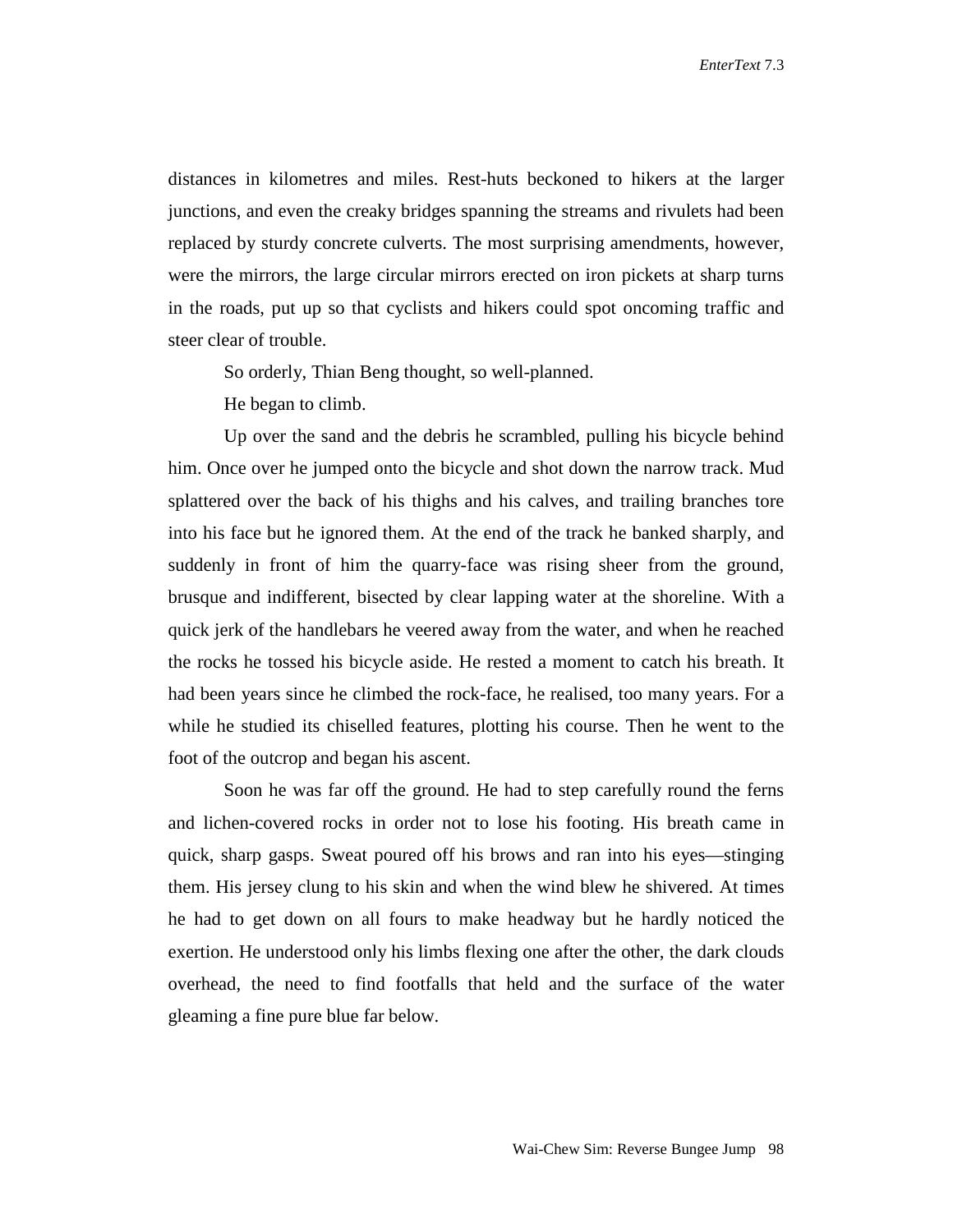distances in kilometres and miles. Rest-huts beckoned to hikers at the larger junctions, and even the creaky bridges spanning the streams and rivulets had been replaced by sturdy concrete culverts. The most surprising amendments, however, were the mirrors, the large circular mirrors erected on iron pickets at sharp turns in the roads, put up so that cyclists and hikers could spot oncoming traffic and steer clear of trouble.

So orderly, Thian Beng thought, so well-planned.

He began to climb.

Up over the sand and the debris he scrambled, pulling his bicycle behind him. Once over he jumped onto the bicycle and shot down the narrow track. Mud splattered over the back of his thighs and his calves, and trailing branches tore into his face but he ignored them. At the end of the track he banked sharply, and suddenly in front of him the quarry-face was rising sheer from the ground, brusque and indifferent, bisected by clear lapping water at the shoreline. With a quick jerk of the handlebars he veered away from the water, and when he reached the rocks he tossed his bicycle aside. He rested a moment to catch his breath. It had been years since he climbed the rock-face, he realised, too many years. For a while he studied its chiselled features, plotting his course. Then he went to the foot of the outcrop and began his ascent.

Soon he was far off the ground. He had to step carefully round the ferns and lichen-covered rocks in order not to lose his footing. His breath came in quick, sharp gasps. Sweat poured off his brows and ran into his eyes—stinging them. His jersey clung to his skin and when the wind blew he shivered. At times he had to get down on all fours to make headway but he hardly noticed the exertion. He understood only his limbs flexing one after the other, the dark clouds overhead, the need to find footfalls that held and the surface of the water gleaming a fine pure blue far below.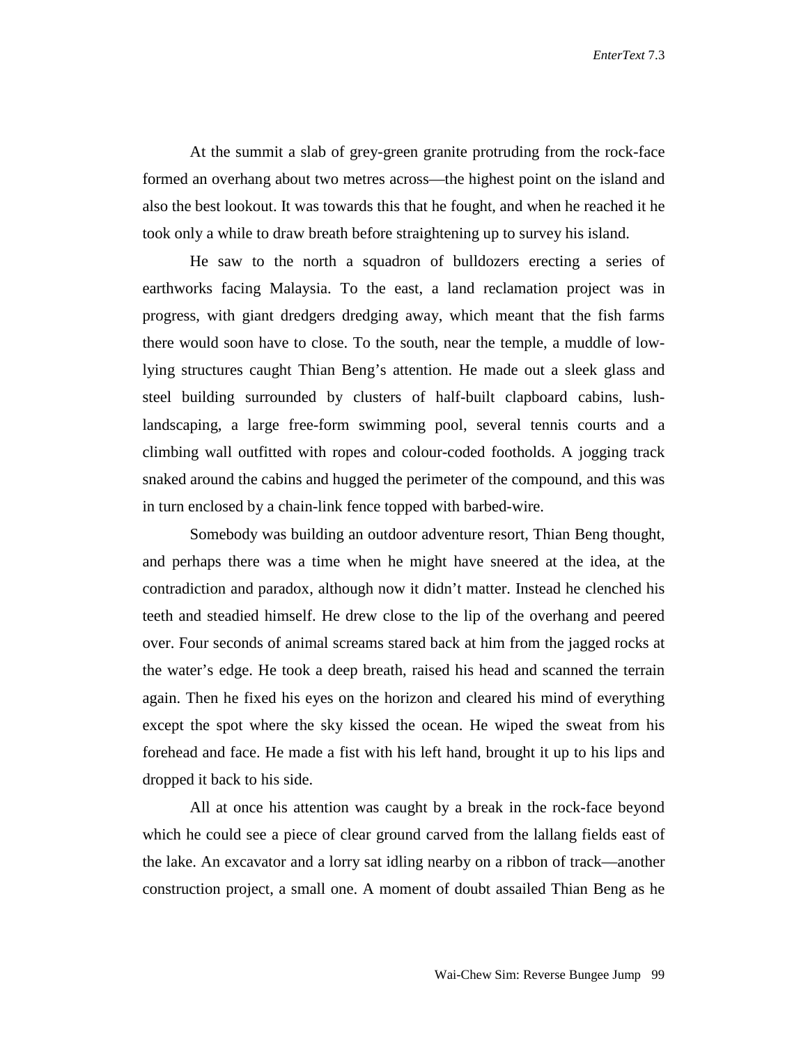At the summit a slab of grey-green granite protruding from the rock-face formed an overhang about two metres across—the highest point on the island and also the best lookout. It was towards this that he fought, and when he reached it he took only a while to draw breath before straightening up to survey his island.

He saw to the north a squadron of bulldozers erecting a series of earthworks facing Malaysia. To the east, a land reclamation project was in progress, with giant dredgers dredging away, which meant that the fish farms there would soon have to close. To the south, near the temple, a muddle of low-lying structures caught Thian Beng's attention. He made out a sleek glass and steel building surrounded by clusters of half-built clapboard cabins, lush-landscaping, a large free-form swimming pool, several tennis courts and a climbing wall outfitted with ropes and colour-coded footholds. A jogging track snaked around the cabins and hugged the perimeter of the compound, and this was in turn enclosed by a chain-link fence topped with barbed-wire.

Somebody was building an outdoor adventure resort, Thian Beng thought, and perhaps there was a time when he might have sneered at the idea, at the contradiction and paradox, although now it didn't matter. Instead he clenched his teeth and steadied himself. He drew close to the lip of the overhang and peered over. Four seconds of animal screams stared back at him from the jagged rocks at the water's edge. He took a deep breath, raised his head and scanned the terrain again. Then he fixed his eyes on the horizon and cleared his mind of everything except the spot where the sky kissed the ocean. He wiped the sweat from his forehead and face. He made a fist with his left hand, brought it up to his lips and dropped it back to his side.

All at once his attention was caught by a break in the rock-face beyond which he could see a piece of clear ground carved from the lallang fields east of the lake. An excavator and a lorry sat idling nearby on a ribbon of track—another construction project, a small one. A moment of doubt assailed Thian Beng as he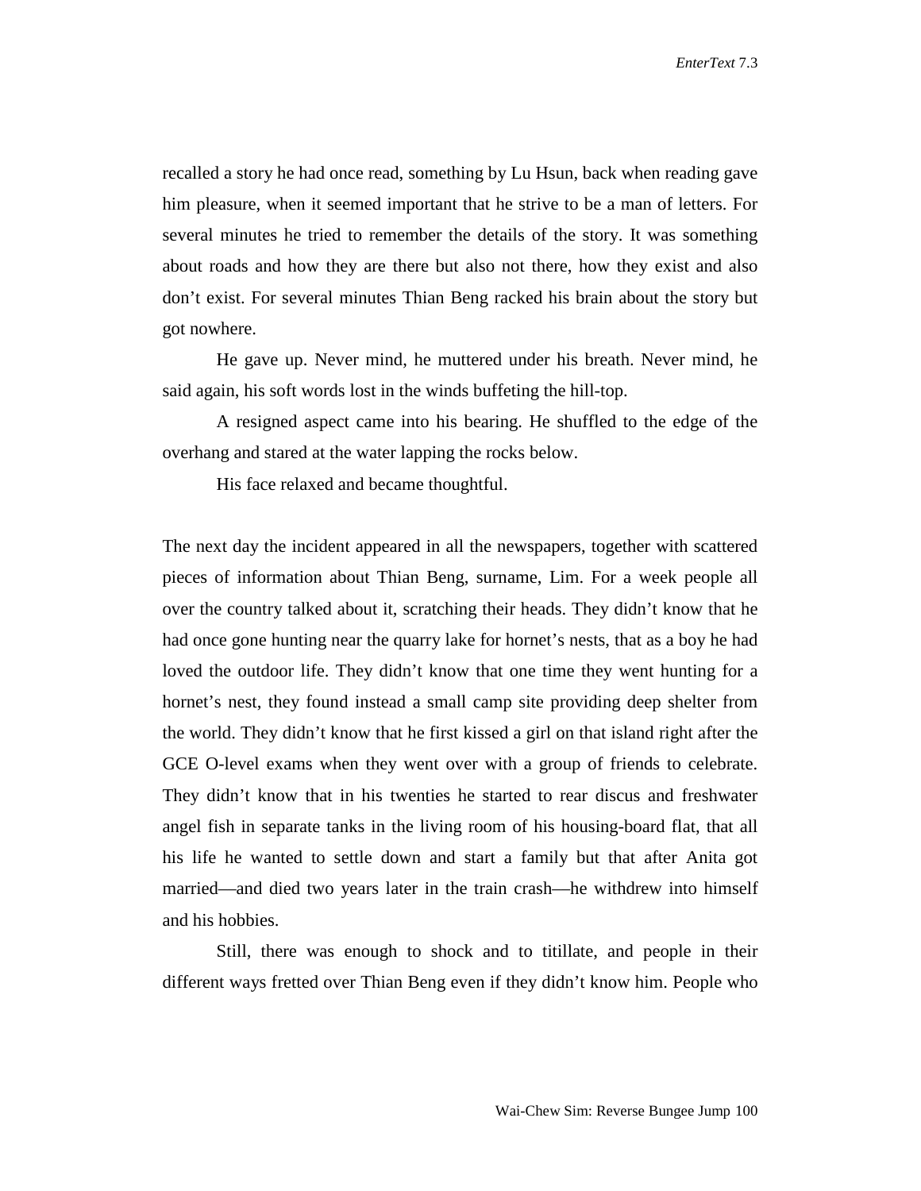recalled a story he had once read, something by Lu Hsun, back when reading gave him pleasure, when it seemed important that he strive to be a man of letters. For several minutes he tried to remember the details of the story. It was something about roads and how they are there but also not there, how they exist and also don't exist. For several minutes Thian Beng racked his brain about the story but got nowhere.

He gave up. Never mind, he muttered under his breath. Never mind, he said again, his soft words lost in the winds buffeting the hill-top.

A resigned aspect came into his bearing. He shuffled to the edge of the overhang and stared at the water lapping the rocks below.

His face relaxed and became thoughtful.

The next day the incident appeared in all the newspapers, together with scattered pieces of information about Thian Beng, surname, Lim. For a week people all over the country talked about it, scratching their heads. They didn't know that he had once gone hunting near the quarry lake for hornet's nests, that as a boy he had loved the outdoor life. They didn't know that one time they went hunting for a hornet's nest, they found instead a small camp site providing deep shelter from the world. They didn't know that he first kissed a girl on that island right after the GCE O-level exams when they went over with a group of friends to celebrate. They didn't know that in his twenties he started to rear discus and freshwater angel fish in separate tanks in the living room of his housing-board flat, that all his life he wanted to settle down and start a family but that after Anita got married—and died two years later in the train crash—he withdrew into himself and his hobbies.

Still, there was enough to shock and to titillate, and people in their different ways fretted over Thian Beng even if they didn't know him. People who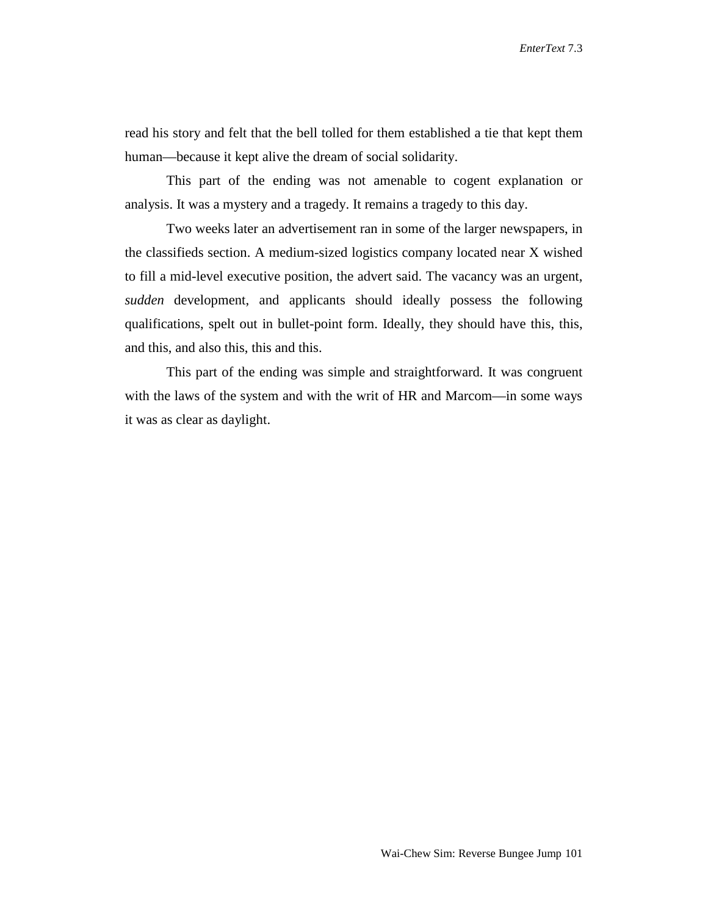read his story and felt that the bell tolled for them established a tie that kept them human—because it kept alive the dream of social solidarity.

This part of the ending was not amenable to cogent explanation or analysis. It was a mystery and a tragedy. It remains a tragedy to this day.

Two weeks later an advertisement ran in some of the larger newspapers, in the classifieds section. A medium-sized logistics company located near X wished to fill a mid-level executive position, the advert said. The vacancy was an urgent, *sudden* development, and applicants should ideally possess the following qualifications, spelt out in bullet-point form. Ideally, they should have this, this, and this, and also this, this and this.

This part of the ending was simple and straightforward. It was congruent with the laws of the system and with the writ of HR and Marcom—in some ways it was as clear as daylight.